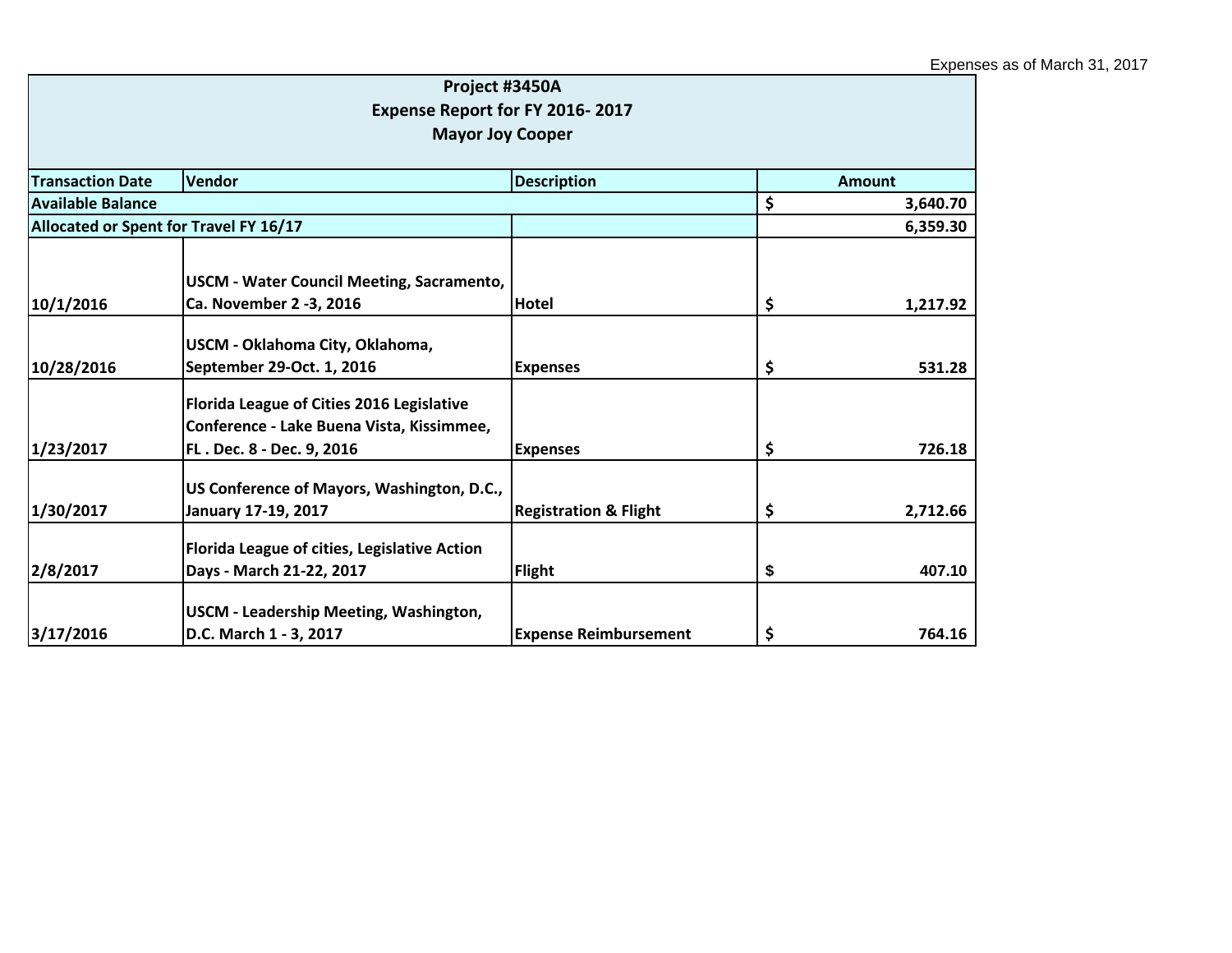Expenses as of March 31, 2017

| Project #3450A<br>Expense Report for FY 2016- 2017<br>Mayor Joy Cooper | | | |
|---|---|---|---|
| **Transaction Date** | **Vendor** | **Description** | **Amount** |
| **Available Balance** | | | **$ 3,640.70** |
| **Allocated or Spent for Travel FY 16/17** | | | **6,359.30** |
| **10/1/2016** | **USCM - Water Council Meeting, Sacramento, Ca. November 2 -3, 2016** | **Hotel** | **$ 1,217.92** |
| **10/28/2016** | **USCM - Oklahoma City, Oklahoma, September 29-Oct. 1, 2016** | **Expenses** | **$ 531.28** |
| **1/23/2017** | **Florida League of Cities 2016 Legislative Conference - Lake Buena Vista, Kissimmee, FL . Dec. 8 - Dec. 9, 2016** | **Expenses** | **$ 726.18** |
| **1/30/2017** | **US Conference of Mayors, Washington, D.C., January 17-19, 2017** | **Registration & Flight** | **$ 2,712.66** |
| **2/8/2017** | **Florida League of cities, Legislative Action Days - March 21-22, 2017** | **Flight** | **$ 407.10** |
| **3/17/2016** | **USCM - Leadership Meeting, Washington, D.C. March 1 - 3, 2017** | **Expense Reimbursement** | **$ 764.16** |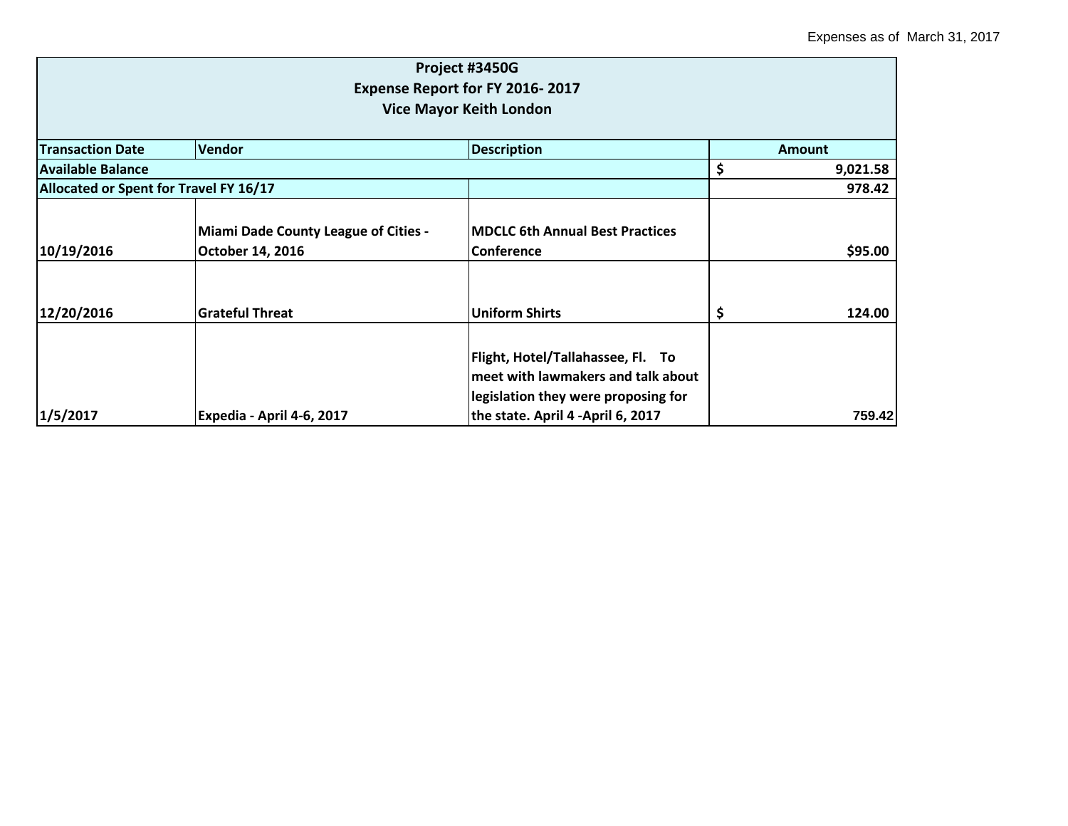Expenses as of March 31, 2017

| Project #3450G<br>Expense Report for FY 2016- 2017<br>Vice Mayor Keith London | | | |
|---|---|---|---|
| **Transaction Date** | **Vendor** | **Description** | **Amount** |
| **Available Balance** | | | **$ 9,021.58** |
| **Allocated or Spent for Travel FY 16/17** | | | **978.42** |
| **10/19/2016** | **Miami Dade County League of Cities - October 14, 2016** | **MDCLC 6th Annual Best Practices Conference** | **$95.00** |
| **12/20/2016** | **Grateful Threat** | **Uniform Shirts** | **$ 124.00** |
| **1/5/2017** | **Expedia - April 4-6, 2017** | **Flight, Hotel/Tallahassee, Fl. To meet with lawmakers and talk about legislation they were proposing for the state. April 4 -April 6, 2017** | **759.42** |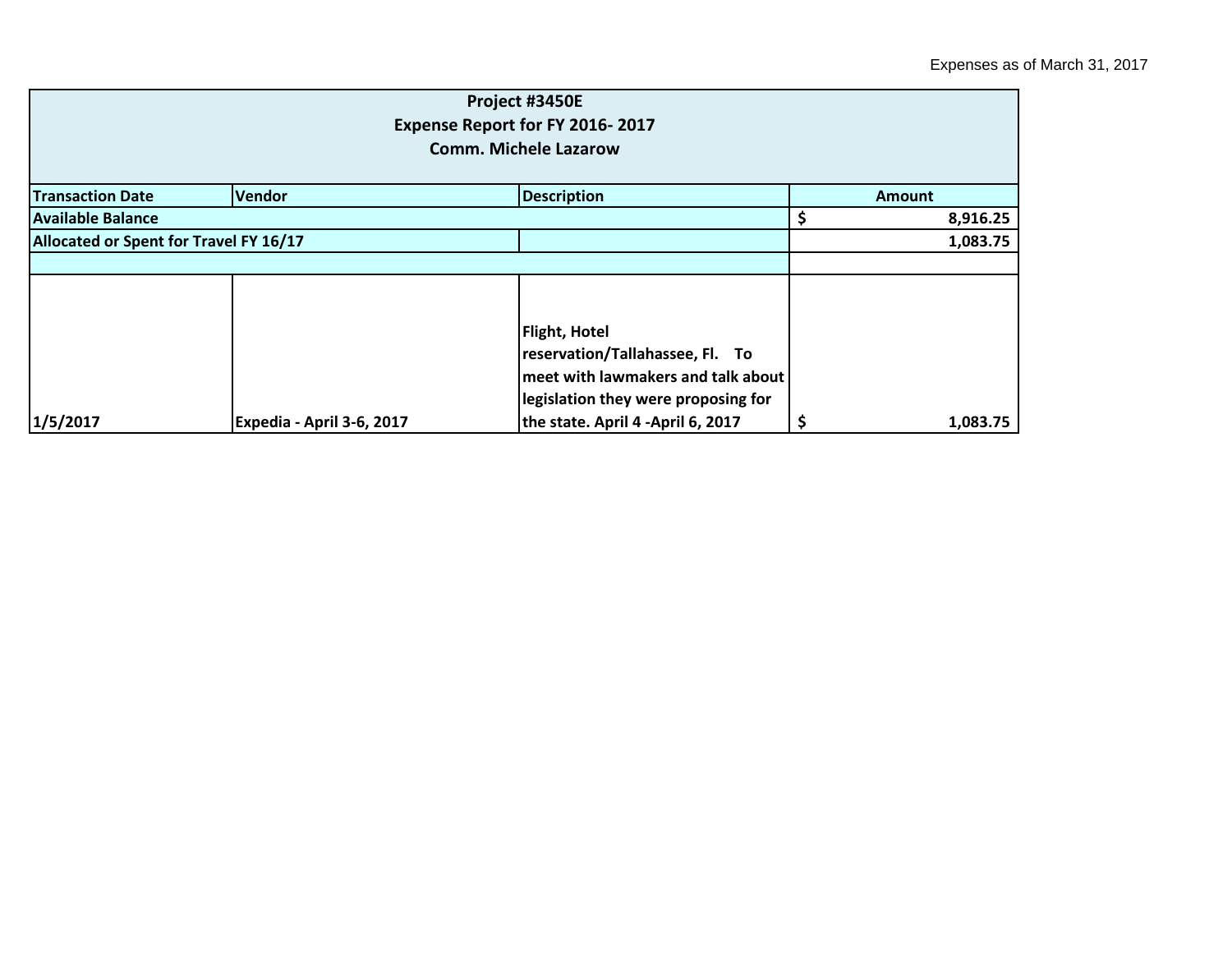Expenses as of March 31, 2017

| Project #3450E<br>Expense Report for FY 2016- 2017<br>Comm. Michele Lazarow | | | |
|---|---|---|---|
| **Transaction Date** | **Vendor** | **Description** | **Amount** |
| **Available Balance** | | | **$ 8,916.25** |
| **Allocated or Spent for Travel FY 16/17** | | | **1,083.75** |
| | | | |
| **1/5/2017** | **Expedia - April 3-6, 2017** | **Flight, Hotel reservation/Tallahassee, Fl. To meet with lawmakers and talk about legislation they were proposing for the state. April 4 -April 6, 2017** | **$ 1,083.75** |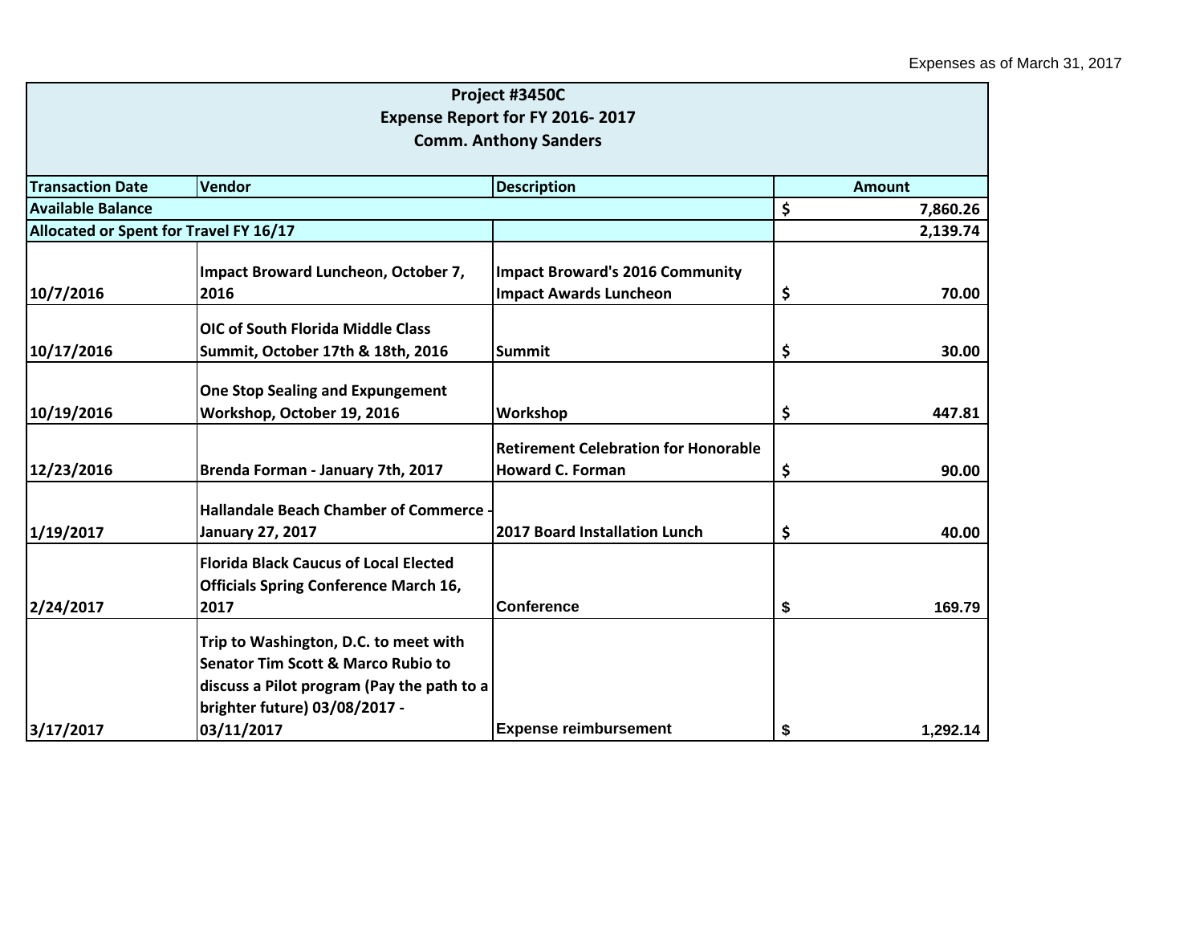Expenses as of March 31, 2017

| Project #3450C<br>Expense Report for FY 2016- 2017<br>Comm. Anthony Sanders | | | |
|---|---|---|---|
| **Transaction Date** | **Vendor** | **Description** | **Amount** |
| **Available Balance** | | | $ 7,860.26 |
| **Allocated or Spent for Travel FY 16/17** | | | 2,139.74 |
| 10/7/2016 | Impact Broward Luncheon, October 7, 2016 | Impact Broward's 2016 Community Impact Awards Luncheon | $ 70.00 |
| 10/17/2016 | OIC of South Florida Middle Class Summit, October 17th & 18th, 2016 | Summit | $ 30.00 |
| 10/19/2016 | One Stop Sealing and Expungement Workshop, October 19, 2016 | Workshop | $ 447.81 |
| 12/23/2016 | Brenda Forman - January 7th, 2017 | Retirement Celebration for Honorable Howard C. Forman | $ 90.00 |
| 1/19/2017 | Hallandale Beach Chamber of Commerce - January 27, 2017 | 2017 Board Installation Lunch | $ 40.00 |
| 2/24/2017 | Florida Black Caucus of Local Elected Officials Spring Conference March 16, 2017 | Conference | $ 169.79 |
| 3/17/2017 | Trip to Washington, D.C. to meet with Senator Tim Scott & Marco Rubio to discuss a Pilot program (Pay the path to a brighter future) 03/08/2017 - 03/11/2017 | Expense reimbursement | $ 1,292.14 |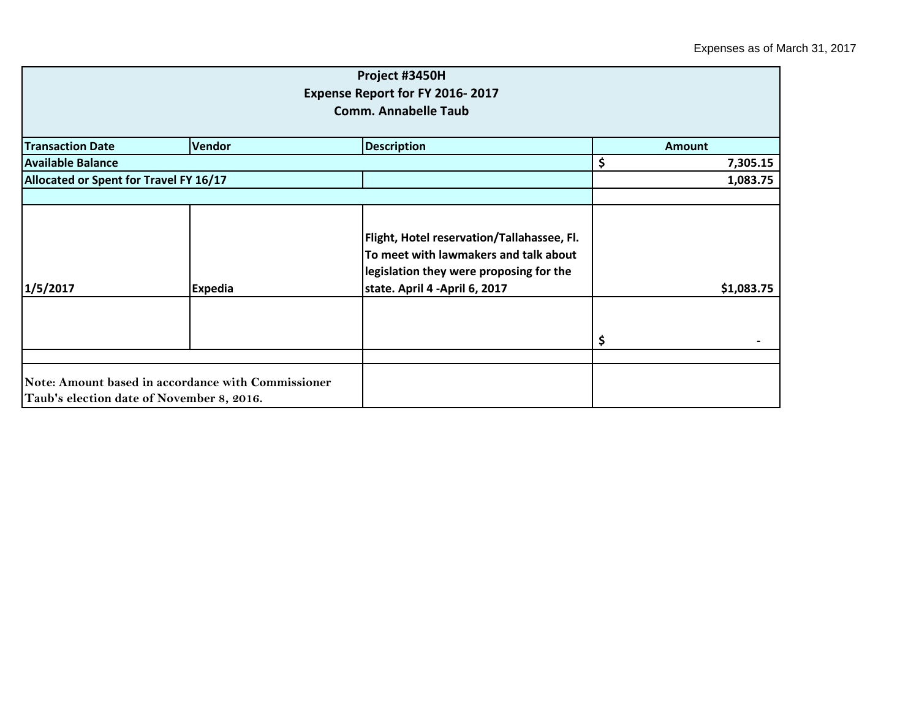Expenses as of March 31, 2017

| Project #3450H<br>Expense Report for FY 2016- 2017<br>Comm. Annabelle Taub | | | |
|---|---|---|---|
| **Transaction Date** | **Vendor** | **Description** | **Amount** |
| **Available Balance** | | | **$ 7,305.15** |
| **Allocated or Spent for Travel FY 16/17** | | | **1,083.75** |
| | | | |
| **1/5/2017** | **Expedia** | **Flight, Hotel reservation/Tallahassee, Fl. To meet with lawmakers and talk about legislation they were proposing for the state. April 4 -April 6, 2017** | **$1,083.75** |
| | | | **$ -** |
| | | | |
| **Note: Amount based in accordance with Commissioner Taub's election date of November 8, 2016.** | | | |